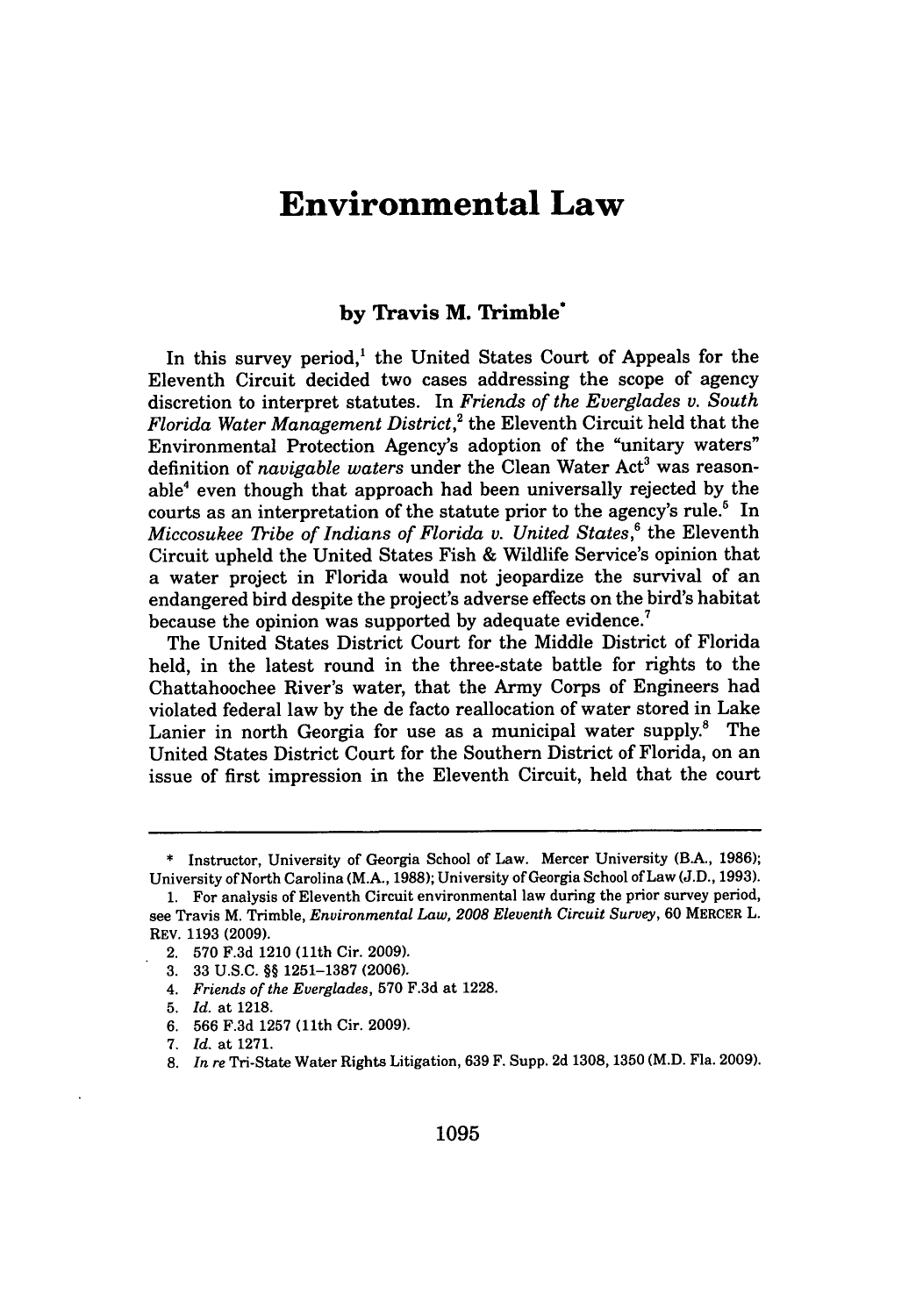# Environmental Law

### by Travis M. Trimble*

In this survey period,[1] the United States Court of Appeals for the Eleventh Circuit decided two cases addressing the scope of agency discretion to interpret statutes. In *Friends of the Everglades v. South Florida Water Management District*,[2] the Eleventh Circuit held that the Environmental Protection Agency's adoption of the "unitary waters" definition of *navigable waters* under the Clean Water Act[3] was reasonable[4] even though that approach had been universally rejected by the courts as an interpretation of the statute prior to the agency's rule.[5] In *Miccosukee Tribe of Indians of Florida v. United States*,[6] the Eleventh Circuit upheld the United States Fish & Wildlife Service's opinion that a water project in Florida would not jeopardize the survival of an endangered bird despite the project's adverse effects on the bird's habitat because the opinion was supported by adequate evidence.[7]

The United States District Court for the Middle District of Florida held, in the latest round in the three-state battle for rights to the Chattahoochee River's water, that the Army Corps of Engineers had violated federal law by the de facto reallocation of water stored in Lake Lanier in north Georgia for use as a municipal water supply.[8] The United States District Court for the Southern District of Florida, on an issue of first impression in the Eleventh Circuit, held that the court

---

\* Instructor, University of Georgia School of Law. Mercer University (B.A., 1986); University of North Carolina (M.A., 1988); University of Georgia School of Law (J.D., 1993).

1. For analysis of Eleventh Circuit environmental law during the prior survey period, see Travis M. Trimble, *Environmental Law, 2008 Eleventh Circuit Survey*, 60 MERCER L. REV. 1193 (2009).
2. 570 F.3d 1210 (11th Cir. 2009).
3. 33 U.S.C. §§ 1251–1387 (2006).
4. *Friends of the Everglades*, 570 F.3d at 1228.
5. *Id.* at 1218.
6. 566 F.3d 1257 (11th Cir. 2009).
7. *Id.* at 1271.
8. *In re* Tri-State Water Rights Litigation, 639 F. Supp. 2d 1308, 1350 (M.D. Fla. 2009).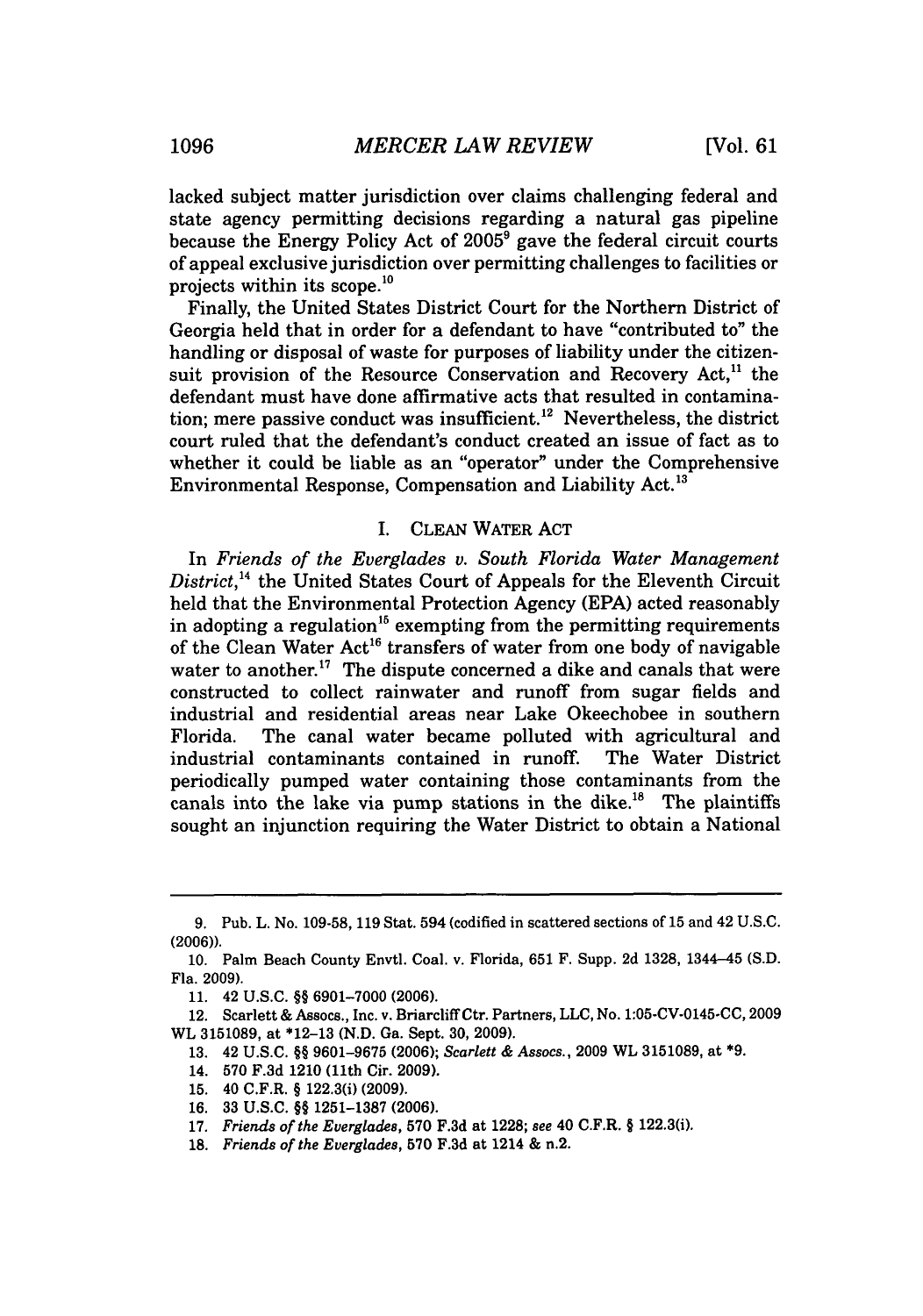lacked subject matter jurisdiction over claims challenging federal and state agency permitting decisions regarding a natural gas pipeline because the Energy Policy Act of 2005[9] gave the federal circuit courts of appeal exclusive jurisdiction over permitting challenges to facilities or projects within its scope.[10]

Finally, the United States District Court for the Northern District of Georgia held that in order for a defendant to have "contributed to" the handling or disposal of waste for purposes of liability under the citizen-suit provision of the Resource Conservation and Recovery Act,[11] the defendant must have done affirmative acts that resulted in contamination; mere passive conduct was insufficient.[12] Nevertheless, the district court ruled that the defendant's conduct created an issue of fact as to whether it could be liable as an "operator" under the Comprehensive Environmental Response, Compensation and Liability Act.[13]

## I. CLEAN WATER ACT

In *Friends of the Everglades v. South Florida Water Management District*,[14] the United States Court of Appeals for the Eleventh Circuit held that the Environmental Protection Agency (EPA) acted reasonably in adopting a regulation[15] exempting from the permitting requirements of the Clean Water Act[16] transfers of water from one body of navigable water to another.[17] The dispute concerned a dike and canals that were constructed to collect rainwater and runoff from sugar fields and industrial and residential areas near Lake Okeechobee in southern Florida. The canal water became polluted with agricultural and industrial contaminants contained in runoff. The Water District periodically pumped water containing those contaminants from the canals into the lake via pump stations in the dike.[18] The plaintiffs sought an injunction requiring the Water District to obtain a National

---

9. Pub. L. No. 109-58, 119 Stat. 594 (codified in scattered sections of 15 and 42 U.S.C. (2006)).

10. Palm Beach County Envtl. Coal. v. Florida, 651 F. Supp. 2d 1328, 1344–45 (S.D. Fla. 2009).

11. 42 U.S.C. §§ 6901–7000 (2006).

12. Scarlett & Assocs., Inc. v. Briarcliff Ctr. Partners, LLC, No. 1:05-CV-0145-CC, 2009 WL 3151089, at *12–13 (N.D. Ga. Sept. 30, 2009).

13. 42 U.S.C. §§ 9601–9675 (2006); *Scarlett & Assocs.*, 2009 WL 3151089, at *9.

14. 570 F.3d 1210 (11th Cir. 2009).

15. 40 C.F.R. § 122.3(i) (2009).

16. 33 U.S.C. §§ 1251–1387 (2006).

17. *Friends of the Everglades*, 570 F.3d at 1228; *see* 40 C.F.R. § 122.3(i).

18. *Friends of the Everglades*, 570 F.3d at 1214 & n.2.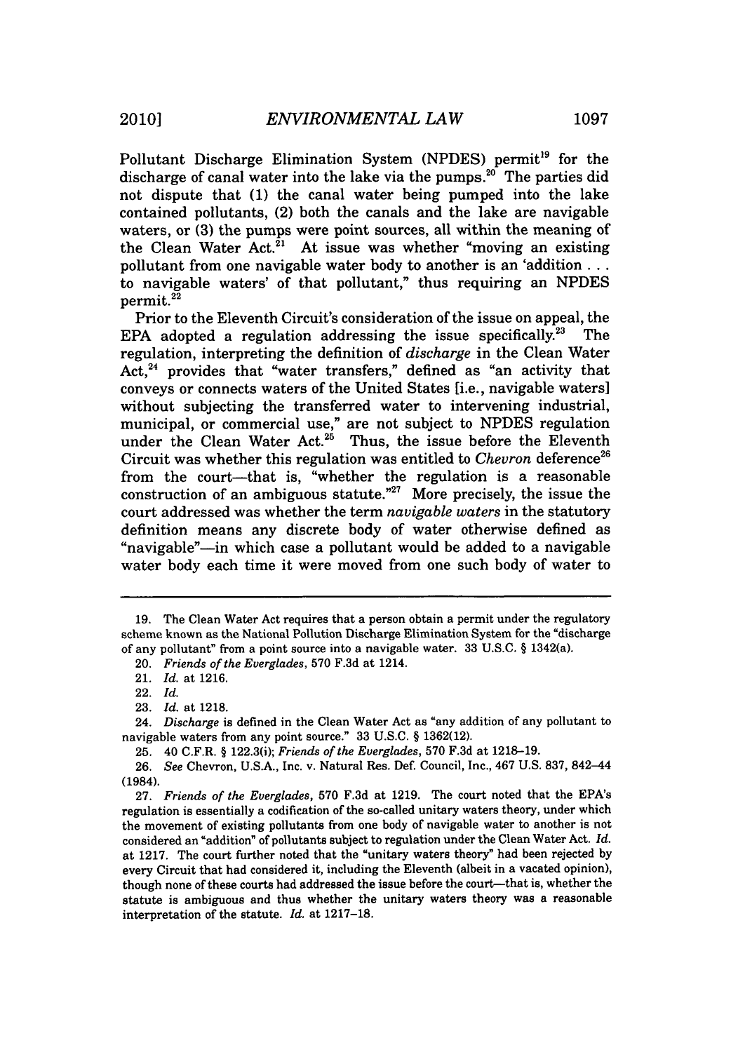Pollutant Discharge Elimination System (NPDES) permit[19] for the discharge of canal water into the lake via the pumps.[20] The parties did not dispute that (1) the canal water being pumped into the lake contained pollutants, (2) both the canals and the lake are navigable waters, or (3) the pumps were point sources, all within the meaning of the Clean Water Act.[21] At issue was whether "moving an existing pollutant from one navigable water body to another is an 'addition . . . to navigable waters' of that pollutant," thus requiring an NPDES permit.[22]

Prior to the Eleventh Circuit's consideration of the issue on appeal, the EPA adopted a regulation addressing the issue specifically.[23] The regulation, interpreting the definition of *discharge* in the Clean Water Act,[24] provides that "water transfers," defined as "an activity that conveys or connects waters of the United States [i.e., navigable waters] without subjecting the transferred water to intervening industrial, municipal, or commercial use," are not subject to NPDES regulation under the Clean Water Act.[25] Thus, the issue before the Eleventh Circuit was whether this regulation was entitled to *Chevron* deference[26] from the court—that is, "whether the regulation is a reasonable construction of an ambiguous statute."[27] More precisely, the issue the court addressed was whether the term *navigable waters* in the statutory definition means any discrete body of water otherwise defined as "navigable"—in which case a pollutant would be added to a navigable water body each time it were moved from one such body of water to

---

19. The Clean Water Act requires that a person obtain a permit under the regulatory scheme known as the National Pollution Discharge Elimination System for the "discharge of any pollutant" from a point source into a navigable water. 33 U.S.C. § 1342(a).

20. *Friends of the Everglades*, 570 F.3d at 1214.

21. *Id.* at 1216.

22. *Id.*

23. *Id.* at 1218.

24. *Discharge* is defined in the Clean Water Act as "any addition of any pollutant to navigable waters from any point source." 33 U.S.C. § 1362(12).

25. 40 C.F.R. § 122.3(i); *Friends of the Everglades*, 570 F.3d at 1218–19.

26. *See* Chevron, U.S.A., Inc. v. Natural Res. Def. Council, Inc., 467 U.S. 837, 842–44 (1984).

27. *Friends of the Everglades*, 570 F.3d at 1219. The court noted that the EPA's regulation is essentially a codification of the so-called unitary waters theory, under which the movement of existing pollutants from one body of navigable water to another is not considered an "addition" of pollutants subject to regulation under the Clean Water Act. *Id.* at 1217. The court further noted that the "unitary waters theory" had been rejected by every Circuit that had considered it, including the Eleventh (albeit in a vacated opinion), though none of these courts had addressed the issue before the court—that is, whether the statute is ambiguous and thus whether the unitary waters theory was a reasonable interpretation of the statute. *Id.* at 1217–18.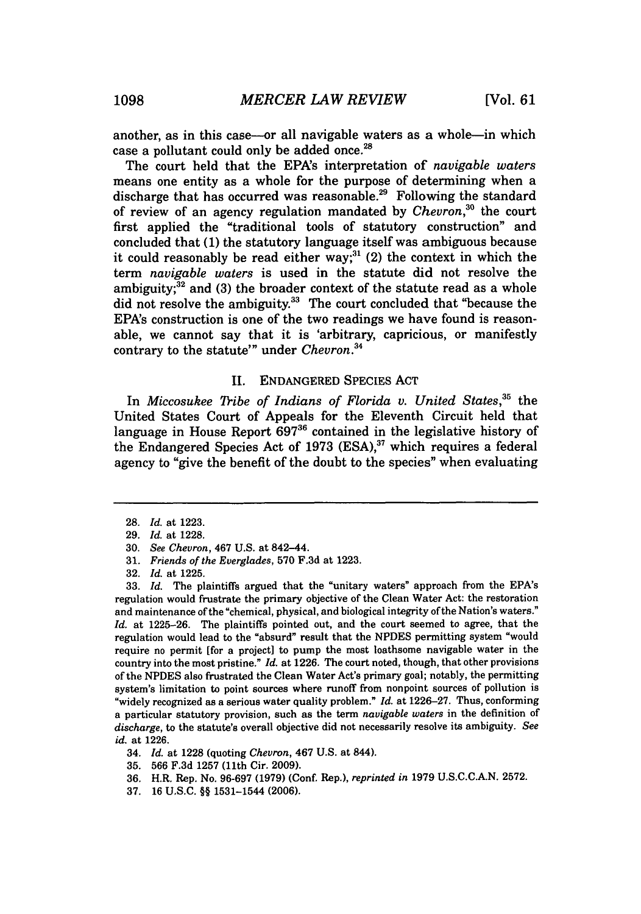another, as in this case—or all navigable waters as a whole—in which case a pollutant could only be added once.[28]

The court held that the EPA's interpretation of *navigable waters* means one entity as a whole for the purpose of determining when a discharge that has occurred was reasonable.[29] Following the standard of review of an agency regulation mandated by *Chevron*,[30] the court first applied the "traditional tools of statutory construction" and concluded that (1) the statutory language itself was ambiguous because it could reasonably be read either way;[31] (2) the context in which the term *navigable waters* is used in the statute did not resolve the ambiguity;[32] and (3) the broader context of the statute read as a whole did not resolve the ambiguity.[33] The court concluded that "because the EPA's construction is one of the two readings we have found is reasonable, we cannot say that it is 'arbitrary, capricious, or manifestly contrary to the statute'" under *Chevron*.[34]

## II. ENDANGERED SPECIES ACT

In *Miccosukee Tribe of Indians of Florida v. United States*,[35] the United States Court of Appeals for the Eleventh Circuit held that language in House Report 697[36] contained in the legislative history of the Endangered Species Act of 1973 (ESA),[37] which requires a federal agency to "give the benefit of the doubt to the species" when evaluating

---

28. *Id.* at 1223.

29. *Id.* at 1228.

30. *See Chevron*, 467 U.S. at 842–44.

31. *Friends of the Everglades*, 570 F.3d at 1223.

32. *Id.* at 1225.

33. *Id.* The plaintiffs argued that the "unitary waters" approach from the EPA's regulation would frustrate the primary objective of the Clean Water Act: the restoration and maintenance of the "chemical, physical, and biological integrity of the Nation's waters." *Id.* at 1225–26. The plaintiffs pointed out, and the court seemed to agree, that the regulation would lead to the "absurd" result that the NPDES permitting system "would require no permit [for a project] to pump the most loathsome navigable water in the country into the most pristine." *Id.* at 1226. The court noted, though, that other provisions of the NPDES also frustrated the Clean Water Act's primary goal; notably, the permitting system's limitation to point sources where runoff from nonpoint sources of pollution is "widely recognized as a serious water quality problem." *Id.* at 1226–27. Thus, conforming a particular statutory provision, such as the term *navigable waters* in the definition of *discharge*, to the statute's overall objective did not necessarily resolve its ambiguity. *See id.* at 1226.

34. *Id.* at 1228 (quoting *Chevron*, 467 U.S. at 844).

35. 566 F.3d 1257 (11th Cir. 2009).

36. H.R. Rep. No. 96-697 (1979) (Conf. Rep.), *reprinted in* 1979 U.S.C.C.A.N. 2572.

37. 16 U.S.C. §§ 1531–1544 (2006).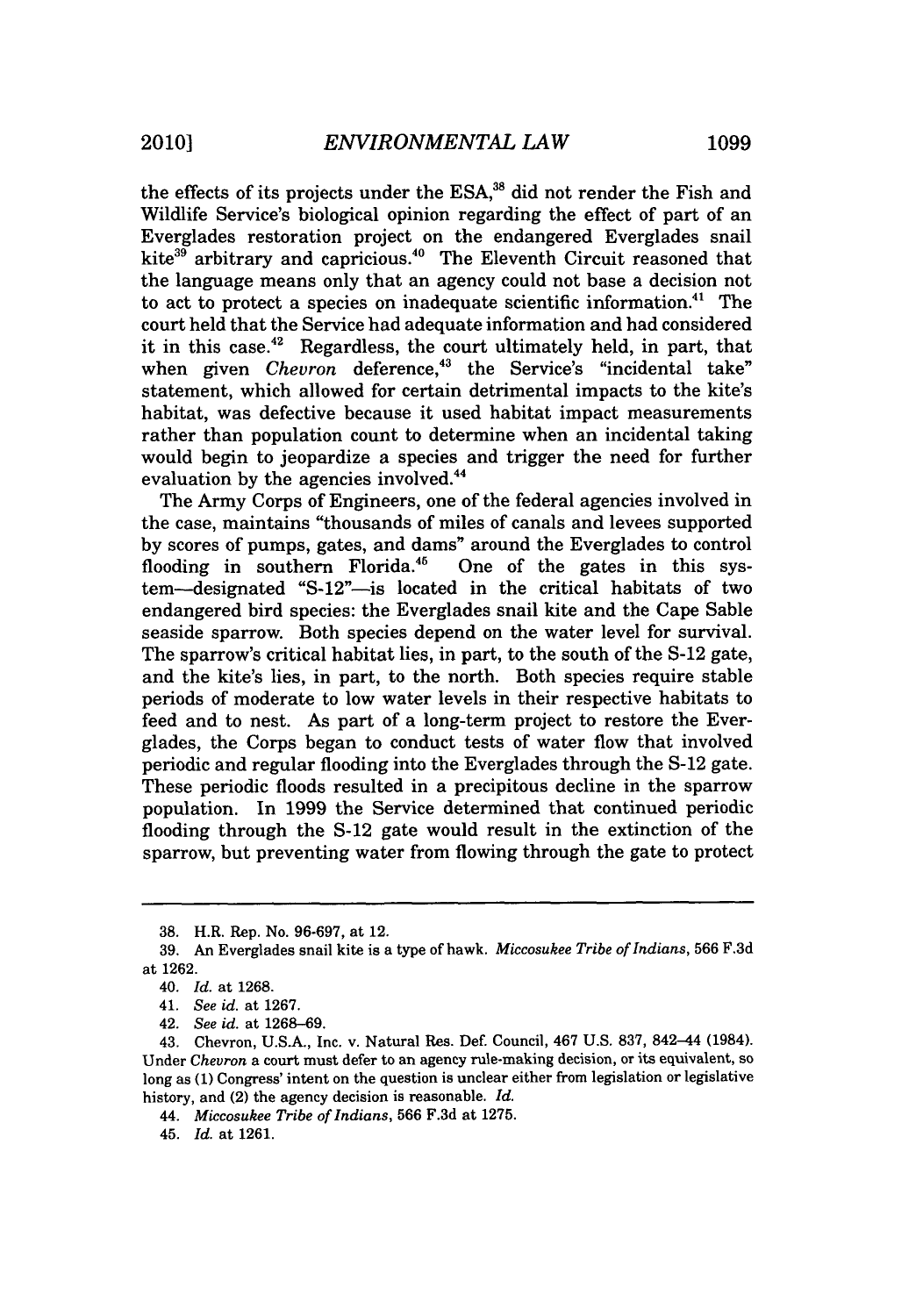the effects of its projects under the ESA,[38] did not render the Fish and Wildlife Service's biological opinion regarding the effect of part of an Everglades restoration project on the endangered Everglades snail kite[39] arbitrary and capricious.[40] The Eleventh Circuit reasoned that the language means only that an agency could not base a decision not to act to protect a species on inadequate scientific information.[41] The court held that the Service had adequate information and had considered it in this case.[42] Regardless, the court ultimately held, in part, that when given *Chevron* deference,[43] the Service's "incidental take" statement, which allowed for certain detrimental impacts to the kite's habitat, was defective because it used habitat impact measurements rather than population count to determine when an incidental taking would begin to jeopardize a species and trigger the need for further evaluation by the agencies involved.[44]

The Army Corps of Engineers, one of the federal agencies involved in the case, maintains "thousands of miles of canals and levees supported by scores of pumps, gates, and dams" around the Everglades to control flooding in southern Florida.[45] One of the gates in this system—designated "S-12"—is located in the critical habitats of two endangered bird species: the Everglades snail kite and the Cape Sable seaside sparrow. Both species depend on the water level for survival. The sparrow's critical habitat lies, in part, to the south of the S-12 gate, and the kite's lies, in part, to the north. Both species require stable periods of moderate to low water levels in their respective habitats to feed and to nest. As part of a long-term project to restore the Everglades, the Corps began to conduct tests of water flow that involved periodic and regular flooding into the Everglades through the S-12 gate. These periodic floods resulted in a precipitous decline in the sparrow population. In 1999 the Service determined that continued periodic flooding through the S-12 gate would result in the extinction of the sparrow, but preventing water from flowing through the gate to protect

---

38. H.R. Rep. No. 96-697, at 12.

39. An Everglades snail kite is a type of hawk. *Miccosukee Tribe of Indians*, 566 F.3d at 1262.

40. *Id.* at 1268.

41. *See id.* at 1267.

42. *See id.* at 1268–69.

43. Chevron, U.S.A., Inc. v. Natural Res. Def. Council, 467 U.S. 837, 842–44 (1984). Under *Chevron* a court must defer to an agency rule-making decision, or its equivalent, so long as (1) Congress' intent on the question is unclear either from legislation or legislative history, and (2) the agency decision is reasonable. *Id.*

44. *Miccosukee Tribe of Indians*, 566 F.3d at 1275.

45. *Id.* at 1261.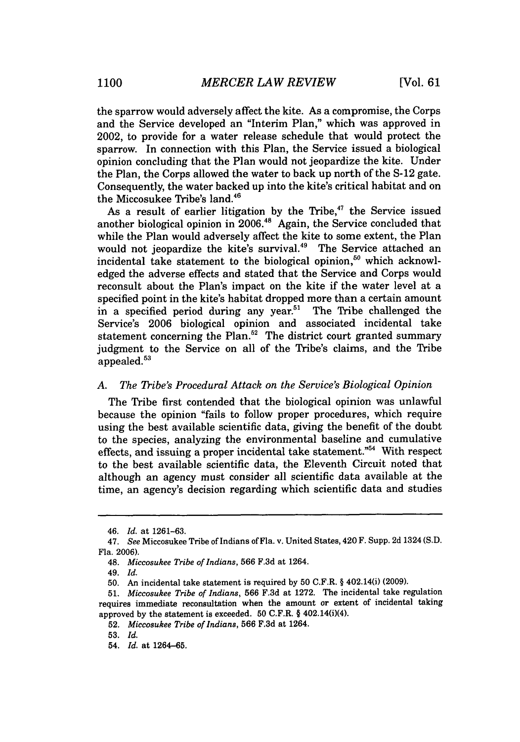the sparrow would adversely affect the kite. As a compromise, the Corps and the Service developed an "Interim Plan," which was approved in 2002, to provide for a water release schedule that would protect the sparrow. In connection with this Plan, the Service issued a biological opinion concluding that the Plan would not jeopardize the kite. Under the Plan, the Corps allowed the water to back up north of the S-12 gate. Consequently, the water backed up into the kite's critical habitat and on the Miccosukee Tribe's land.[46]

As a result of earlier litigation by the Tribe,[47] the Service issued another biological opinion in 2006.[48] Again, the Service concluded that while the Plan would adversely affect the kite to some extent, the Plan would not jeopardize the kite's survival.[49] The Service attached an incidental take statement to the biological opinion,[50] which acknowledged the adverse effects and stated that the Service and Corps would reconsult about the Plan's impact on the kite if the water level at a specified point in the kite's habitat dropped more than a certain amount in a specified period during any year.[51] The Tribe challenged the Service's 2006 biological opinion and associated incidental take statement concerning the Plan.[52] The district court granted summary judgment to the Service on all of the Tribe's claims, and the Tribe appealed.[53]

### A. *The Tribe's Procedural Attack on the Service's Biological Opinion*

The Tribe first contended that the biological opinion was unlawful because the opinion "fails to follow proper procedures, which require using the best available scientific data, giving the benefit of the doubt to the species, analyzing the environmental baseline and cumulative effects, and issuing a proper incidental take statement."[54] With respect to the best available scientific data, the Eleventh Circuit noted that although an agency must consider all scientific data available at the time, an agency's decision regarding which scientific data and studies

---

46. *Id.* at 1261–63.

47. *See* Miccosukee Tribe of Indians of Fla. v. United States, 420 F. Supp. 2d 1324 (S.D. Fla. 2006).

48. *Miccosukee Tribe of Indians*, 566 F.3d at 1264.

49. *Id.*

50. An incidental take statement is required by 50 C.F.R. § 402.14(i) (2009).

51. *Miccosukee Tribe of Indians*, 566 F.3d at 1272. The incidental take regulation requires immediate reconsultation when the amount or extent of incidental taking approved by the statement is exceeded. 50 C.F.R. § 402.14(i)(4).

52. *Miccosukee Tribe of Indians*, 566 F.3d at 1264.

53. *Id.*

54. *Id.* at 1264–65.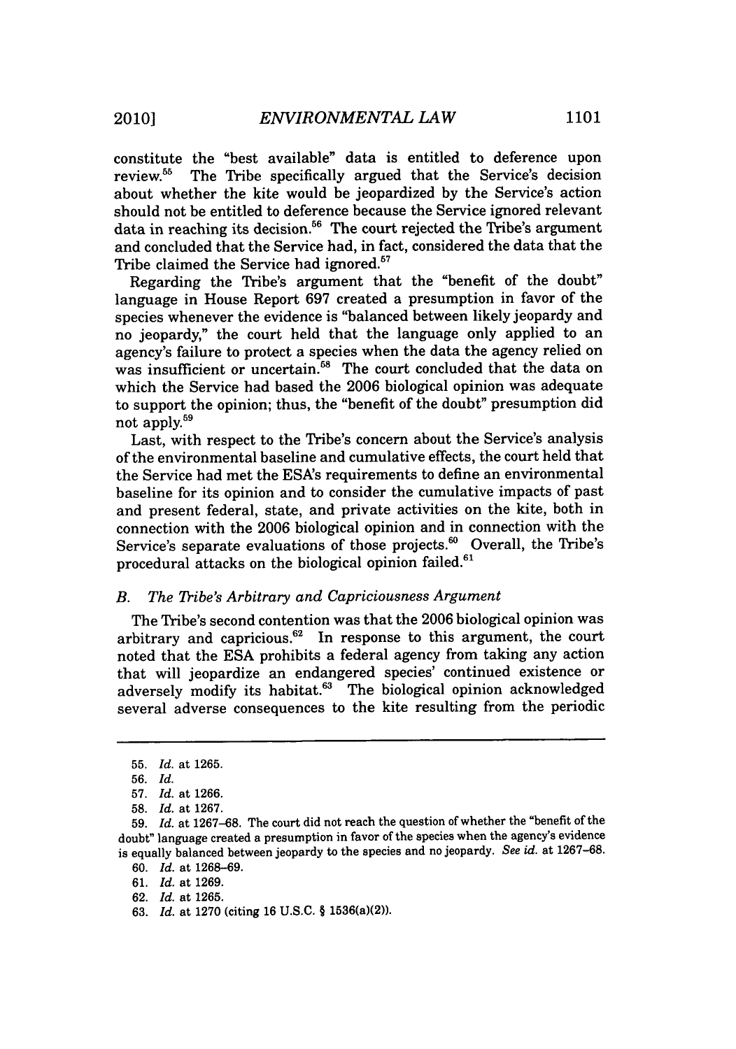constitute the "best available" data is entitled to deference upon review.[55] The Tribe specifically argued that the Service's decision about whether the kite would be jeopardized by the Service's action should not be entitled to deference because the Service ignored relevant data in reaching its decision.[56] The court rejected the Tribe's argument and concluded that the Service had, in fact, considered the data that the Tribe claimed the Service had ignored.[57]

Regarding the Tribe's argument that the "benefit of the doubt" language in House Report 697 created a presumption in favor of the species whenever the evidence is "balanced between likely jeopardy and no jeopardy," the court held that the language only applied to an agency's failure to protect a species when the data the agency relied on was insufficient or uncertain.[58] The court concluded that the data on which the Service had based the 2006 biological opinion was adequate to support the opinion; thus, the "benefit of the doubt" presumption did not apply.[59]

Last, with respect to the Tribe's concern about the Service's analysis of the environmental baseline and cumulative effects, the court held that the Service had met the ESA's requirements to define an environmental baseline for its opinion and to consider the cumulative impacts of past and present federal, state, and private activities on the kite, both in connection with the 2006 biological opinion and in connection with the Service's separate evaluations of those projects.[60] Overall, the Tribe's procedural attacks on the biological opinion failed.[61]

### *B. The Tribe's Arbitrary and Capriciousness Argument*

The Tribe's second contention was that the 2006 biological opinion was arbitrary and capricious.[62] In response to this argument, the court noted that the ESA prohibits a federal agency from taking any action that will jeopardize an endangered species' continued existence or adversely modify its habitat.[63] The biological opinion acknowledged several adverse consequences to the kite resulting from the periodic

---

55. *Id.* at 1265.
56. *Id.*
57. *Id.* at 1266.
58. *Id.* at 1267.
59. *Id.* at 1267–68. The court did not reach the question of whether the "benefit of the doubt" language created a presumption in favor of the species when the agency's evidence is equally balanced between jeopardy to the species and no jeopardy. *See id.* at 1267–68.
60. *Id.* at 1268–69.
61. *Id.* at 1269.
62. *Id.* at 1265.
63. *Id.* at 1270 (citing 16 U.S.C. § 1536(a)(2)).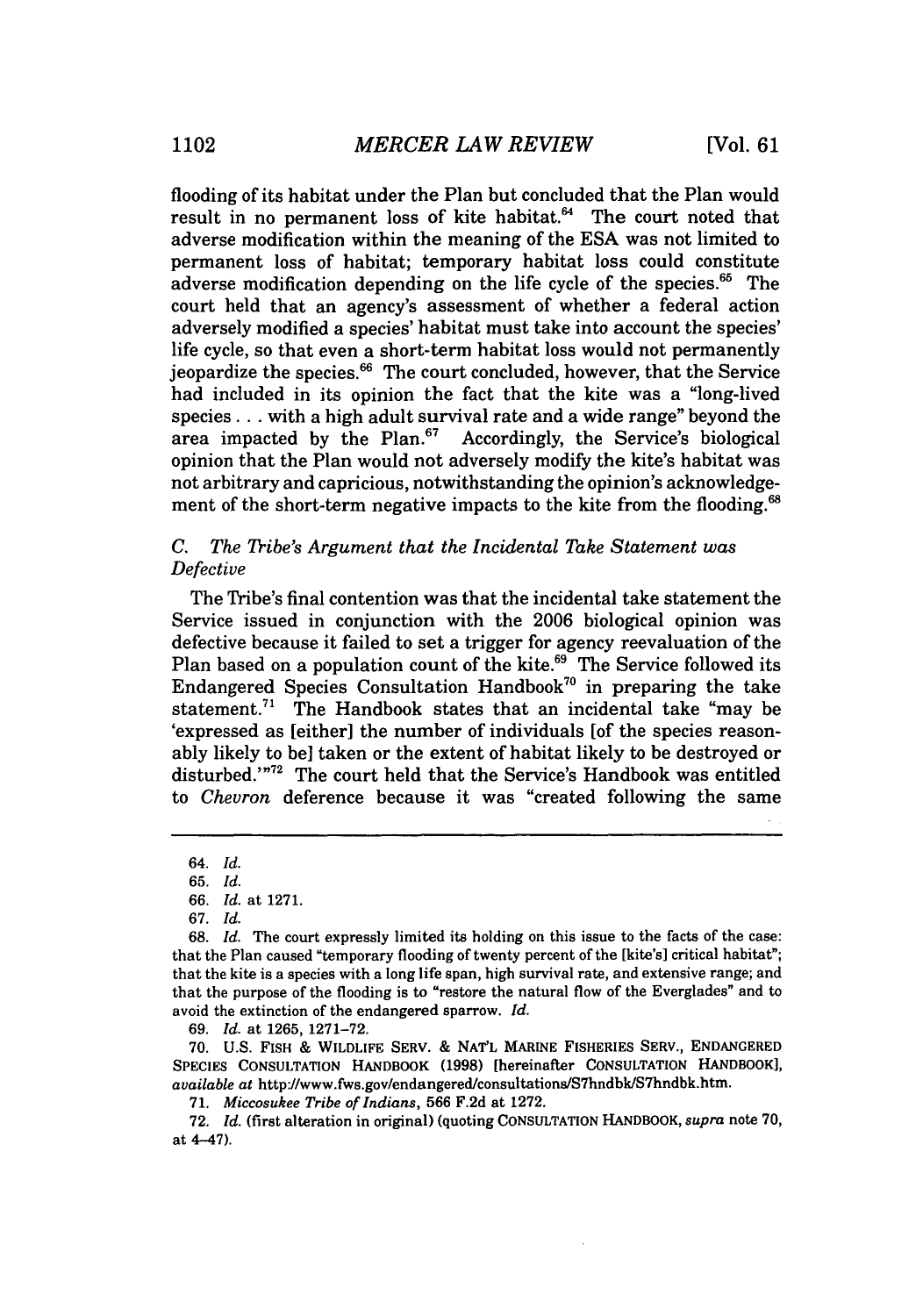flooding of its habitat under the Plan but concluded that the Plan would result in no permanent loss of kite habitat.[64] The court noted that adverse modification within the meaning of the ESA was not limited to permanent loss of habitat; temporary habitat loss could constitute adverse modification depending on the life cycle of the species.[65] The court held that an agency's assessment of whether a federal action adversely modified a species' habitat must take into account the species' life cycle, so that even a short-term habitat loss would not permanently jeopardize the species.[66] The court concluded, however, that the Service had included in its opinion the fact that the kite was a "long-lived species . . . with a high adult survival rate and a wide range" beyond the area impacted by the Plan.[67] Accordingly, the Service's biological opinion that the Plan would not adversely modify the kite's habitat was not arbitrary and capricious, notwithstanding the opinion's acknowledgement of the short-term negative impacts to the kite from the flooding.[68]

### C. *The Tribe's Argument that the Incidental Take Statement was Defective*

The Tribe's final contention was that the incidental take statement the Service issued in conjunction with the 2006 biological opinion was defective because it failed to set a trigger for agency reevaluation of the Plan based on a population count of the kite.[69] The Service followed its Endangered Species Consultation Handbook[70] in preparing the take statement.[71] The Handbook states that an incidental take "may be 'expressed as [either] the number of individuals [of the species reasonably likely to be] taken or the extent of habitat likely to be destroyed or disturbed.'"[72] The court held that the Service's Handbook was entitled to *Chevron* deference because it was "created following the same

---

64. *Id.*

65. *Id.*

66. *Id.* at 1271.

67. *Id.*

68. *Id.* The court expressly limited its holding on this issue to the facts of the case: that the Plan caused "temporary flooding of twenty percent of the [kite's] critical habitat"; that the kite is a species with a long life span, high survival rate, and extensive range; and that the purpose of the flooding is to "restore the natural flow of the Everglades" and to avoid the extinction of the endangered sparrow. *Id.*

69. *Id.* at 1265, 1271–72.

70. U.S. FISH & WILDLIFE SERV. & NAT'L MARINE FISHERIES SERV., ENDANGERED SPECIES CONSULTATION HANDBOOK (1998) [hereinafter CONSULTATION HANDBOOK], *available at* http://www.fws.gov/endangered/consultations/S7hndbk/S7hndbk.htm.

71. *Miccosukee Tribe of Indians*, 566 F.2d at 1272.

72. *Id.* (first alteration in original) (quoting CONSULTATION HANDBOOK, *supra* note 70, at 4–47).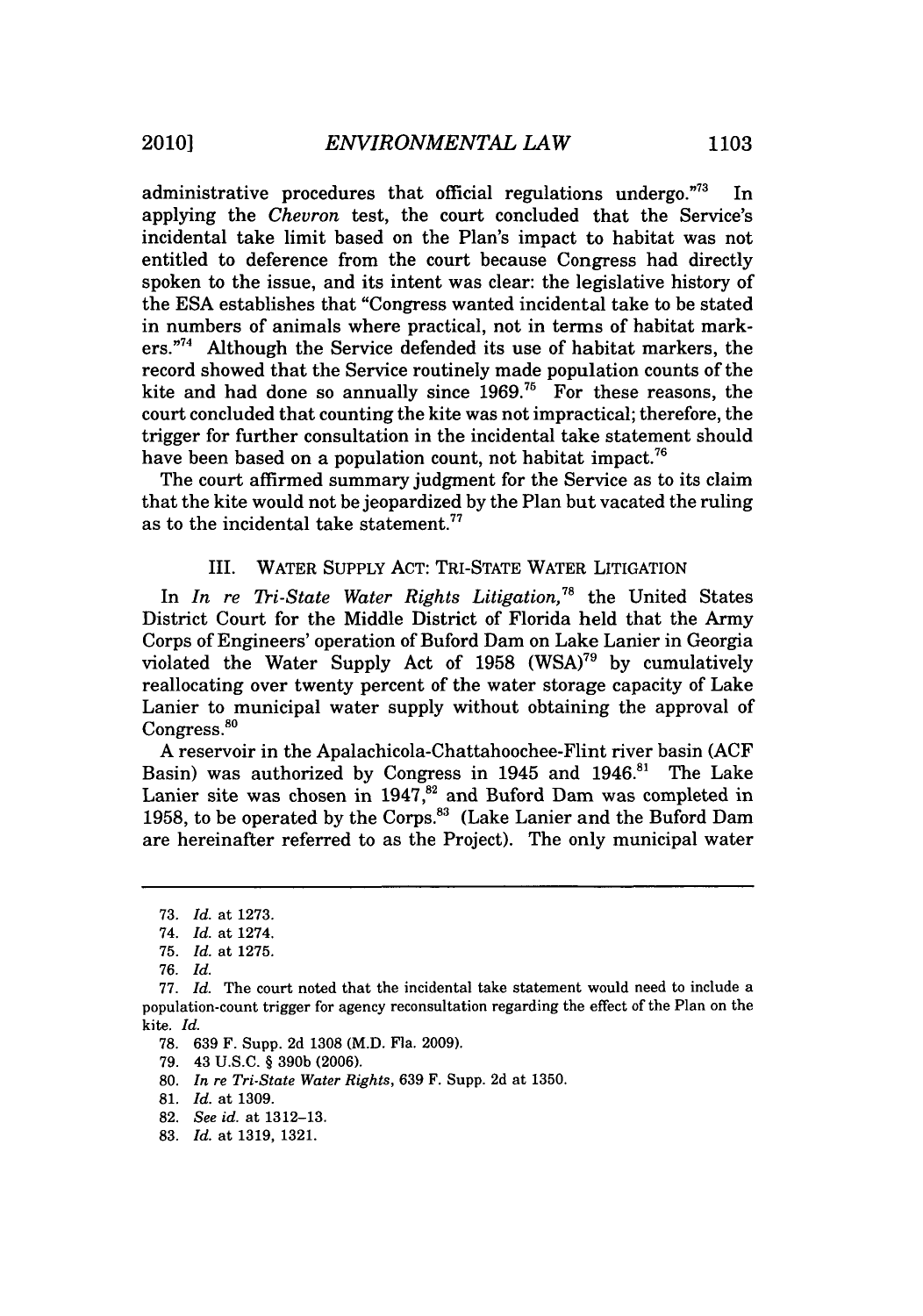administrative procedures that official regulations undergo."[73] In applying the *Chevron* test, the court concluded that the Service's incidental take limit based on the Plan's impact to habitat was not entitled to deference from the court because Congress had directly spoken to the issue, and its intent was clear: the legislative history of the ESA establishes that "Congress wanted incidental take to be stated in numbers of animals where practical, not in terms of habitat markers."[74] Although the Service defended its use of habitat markers, the record showed that the Service routinely made population counts of the kite and had done so annually since 1969.[75] For these reasons, the court concluded that counting the kite was not impractical; therefore, the trigger for further consultation in the incidental take statement should have been based on a population count, not habitat impact.[76]

The court affirmed summary judgment for the Service as to its claim that the kite would not be jeopardized by the Plan but vacated the ruling as to the incidental take statement.[77]

### III. WATER SUPPLY ACT: TRI-STATE WATER LITIGATION

In *In re Tri-State Water Rights Litigation*,[78] the United States District Court for the Middle District of Florida held that the Army Corps of Engineers' operation of Buford Dam on Lake Lanier in Georgia violated the Water Supply Act of 1958 (WSA)[79] by cumulatively reallocating over twenty percent of the water storage capacity of Lake Lanier to municipal water supply without obtaining the approval of Congress.[80]

A reservoir in the Apalachicola-Chattahoochee-Flint river basin (ACF Basin) was authorized by Congress in 1945 and 1946.[81] The Lake Lanier site was chosen in 1947,[82] and Buford Dam was completed in 1958, to be operated by the Corps.[83] (Lake Lanier and the Buford Dam are hereinafter referred to as the Project). The only municipal water

---

73. *Id.* at 1273.

74. *Id.* at 1274.

75. *Id.* at 1275.

76. *Id.*

77. *Id.* The court noted that the incidental take statement would need to include a population-count trigger for agency reconsultation regarding the effect of the Plan on the kite. *Id.*

78. 639 F. Supp. 2d 1308 (M.D. Fla. 2009).

79. 43 U.S.C. § 390b (2006).

80. *In re Tri-State Water Rights*, 639 F. Supp. 2d at 1350.

81. *Id.* at 1309.

82. *See id.* at 1312–13.

83. *Id.* at 1319, 1321.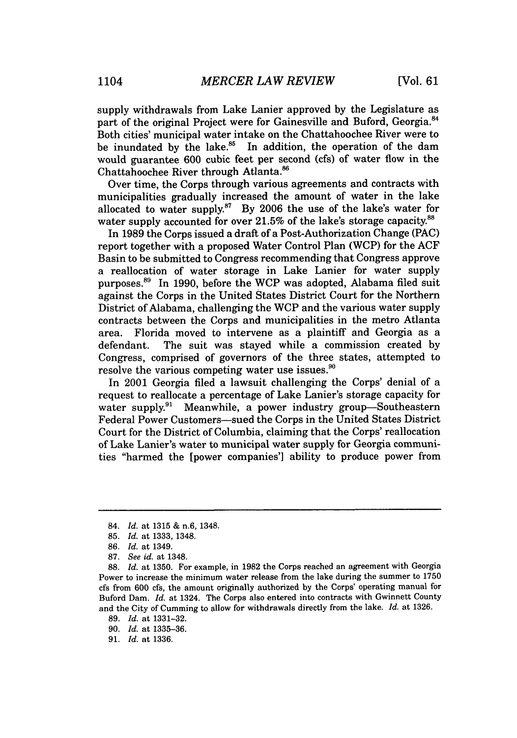supply withdrawals from Lake Lanier approved by the Legislature as part of the original Project were for Gainesville and Buford, Georgia.[84] Both cities' municipal water intake on the Chattahoochee River were to be inundated by the lake.[85] In addition, the operation of the dam would guarantee 600 cubic feet per second (cfs) of water flow in the Chattahoochee River through Atlanta.[86]

Over time, the Corps through various agreements and contracts with municipalities gradually increased the amount of water in the lake allocated to water supply.[87] By 2006 the use of the lake's water for water supply accounted for over 21.5% of the lake's storage capacity.[88]

In 1989 the Corps issued a draft of a Post-Authorization Change (PAC) report together with a proposed Water Control Plan (WCP) for the ACF Basin to be submitted to Congress recommending that Congress approve a reallocation of water storage in Lake Lanier for water supply purposes.[89] In 1990, before the WCP was adopted, Alabama filed suit against the Corps in the United States District Court for the Northern District of Alabama, challenging the WCP and the various water supply contracts between the Corps and municipalities in the metro Atlanta area. Florida moved to intervene as a plaintiff and Georgia as a defendant. The suit was stayed while a commission created by Congress, comprised of governors of the three states, attempted to resolve the various competing water use issues.[90]

In 2001 Georgia filed a lawsuit challenging the Corps' denial of a request to reallocate a percentage of Lake Lanier's storage capacity for water supply.[91] Meanwhile, a power industry group—Southeastern Federal Power Customers—sued the Corps in the United States District Court for the District of Columbia, claiming that the Corps' reallocation of Lake Lanier's water to municipal water supply for Georgia communities "harmed the [power companies'] ability to produce power from

---

84. *Id.* at 1315 & n.6, 1348.

85. *Id.* at 1333, 1348.

86. *Id.* at 1349.

87. *See id.* at 1348.

88. *Id.* at 1350. For example, in 1982 the Corps reached an agreement with Georgia Power to increase the minimum water release from the lake during the summer to 1750 cfs from 600 cfs, the amount originally authorized by the Corps' operating manual for Buford Dam. *Id.* at 1324. The Corps also entered into contracts with Gwinnett County and the City of Cumming to allow for withdrawals directly from the lake. *Id.* at 1326.

89. *Id.* at 1331–32.

90. *Id.* at 1335–36.

91. *Id.* at 1336.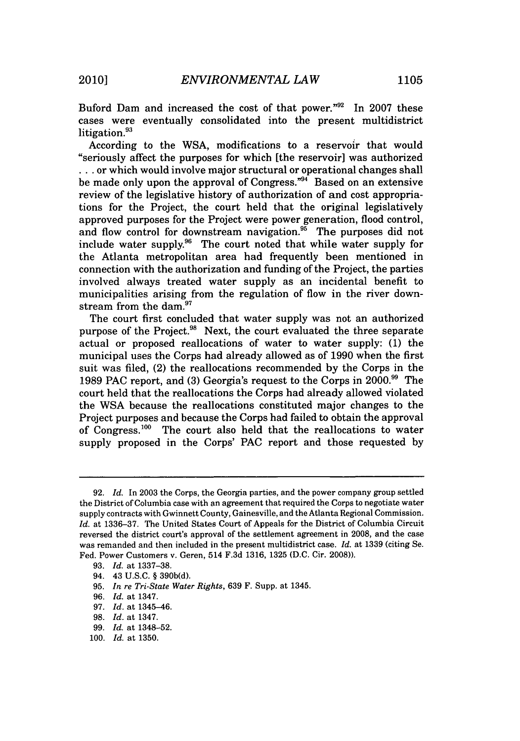Buford Dam and increased the cost of that power."[92] In 2007 these cases were eventually consolidated into the present multidistrict litigation.[93]

According to the WSA, modifications to a reservoir that would "seriously affect the purposes for which [the reservoir] was authorized . . . or which would involve major structural or operational changes shall be made only upon the approval of Congress."[94] Based on an extensive review of the legislative history of authorization of and cost appropriations for the Project, the court held that the original legislatively approved purposes for the Project were power generation, flood control, and flow control for downstream navigation.[95] The purposes did not include water supply.[96] The court noted that while water supply for the Atlanta metropolitan area had frequently been mentioned in connection with the authorization and funding of the Project, the parties involved always treated water supply as an incidental benefit to municipalities arising from the regulation of flow in the river downstream from the dam.[97]

The court first concluded that water supply was not an authorized purpose of the Project.[98] Next, the court evaluated the three separate actual or proposed reallocations of water to water supply: (1) the municipal uses the Corps had already allowed as of 1990 when the first suit was filed, (2) the reallocations recommended by the Corps in the 1989 PAC report, and (3) Georgia's request to the Corps in 2000.[99] The court held that the reallocations the Corps had already allowed violated the WSA because the reallocations constituted major changes to the Project purposes and because the Corps had failed to obtain the approval of Congress.[100] The court also held that the reallocations to water supply proposed in the Corps' PAC report and those requested by

---

92. *Id.* In 2003 the Corps, the Georgia parties, and the power company group settled the District of Columbia case with an agreement that required the Corps to negotiate water supply contracts with Gwinnett County, Gainesville, and the Atlanta Regional Commission. *Id.* at 1336–37. The United States Court of Appeals for the District of Columbia Circuit reversed the district court's approval of the settlement agreement in 2008, and the case was remanded and then included in the present multidistrict case. *Id.* at 1339 (citing Se. Fed. Power Customers v. Geren, 514 F.3d 1316, 1325 (D.C. Cir. 2008)).

93. *Id.* at 1337–38.

94. 43 U.S.C. § 390b(d).

95. *In re Tri-State Water Rights*, 639 F. Supp. at 1345.

96. *Id.* at 1347.

97. *Id.* at 1345–46.

98. *Id.* at 1347.

99. *Id.* at 1348–52.

100. *Id.* at 1350.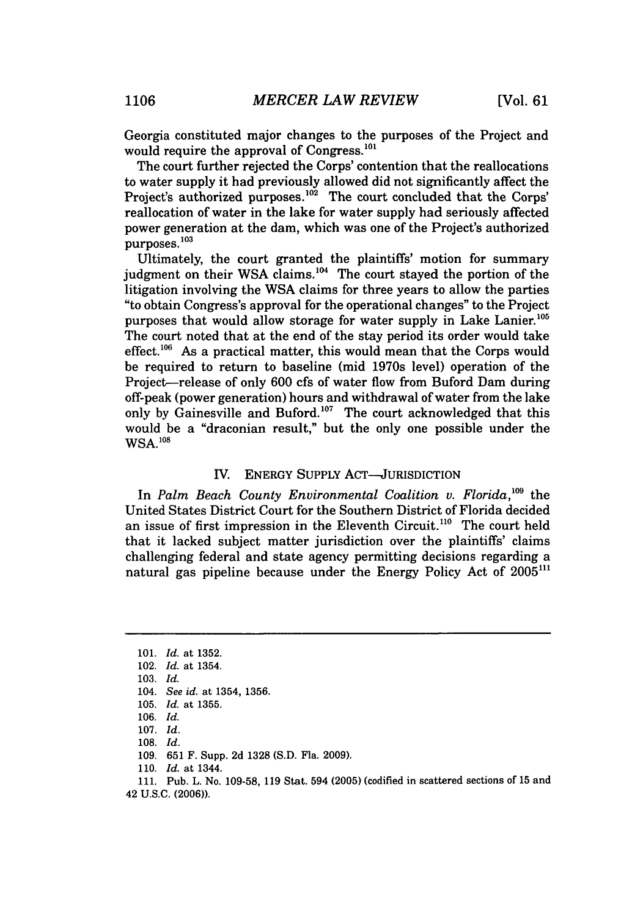Georgia constituted major changes to the purposes of the Project and would require the approval of Congress.[101]

The court further rejected the Corps' contention that the reallocations to water supply it had previously allowed did not significantly affect the Project's authorized purposes.[102] The court concluded that the Corps' reallocation of water in the lake for water supply had seriously affected power generation at the dam, which was one of the Project's authorized purposes.[103]

Ultimately, the court granted the plaintiffs' motion for summary judgment on their WSA claims.[104] The court stayed the portion of the litigation involving the WSA claims for three years to allow the parties "to obtain Congress's approval for the operational changes" to the Project purposes that would allow storage for water supply in Lake Lanier.[105] The court noted that at the end of the stay period its order would take effect.[106] As a practical matter, this would mean that the Corps would be required to return to baseline (mid 1970s level) operation of the Project—release of only 600 cfs of water flow from Buford Dam during off-peak (power generation) hours and withdrawal of water from the lake only by Gainesville and Buford.[107] The court acknowledged that this would be a "draconian result," but the only one possible under the WSA.[108]

## IV. ENERGY SUPPLY ACT—JURISDICTION

In *Palm Beach County Environmental Coalition v. Florida*,[109] the United States District Court for the Southern District of Florida decided an issue of first impression in the Eleventh Circuit.[110] The court held that it lacked subject matter jurisdiction over the plaintiffs' claims challenging federal and state agency permitting decisions regarding a natural gas pipeline because under the Energy Policy Act of 2005[111]

---

101. *Id.* at 1352.
102. *Id.* at 1354.
103. *Id.*
104. *See id.* at 1354, 1356.
105. *Id.* at 1355.
106. *Id.*
107. *Id.*
108. *Id.*
109. 651 F. Supp. 2d 1328 (S.D. Fla. 2009).
110. *Id.* at 1344.
111. Pub. L. No. 109-58, 119 Stat. 594 (2005) (codified in scattered sections of 15 and 42 U.S.C. (2006)).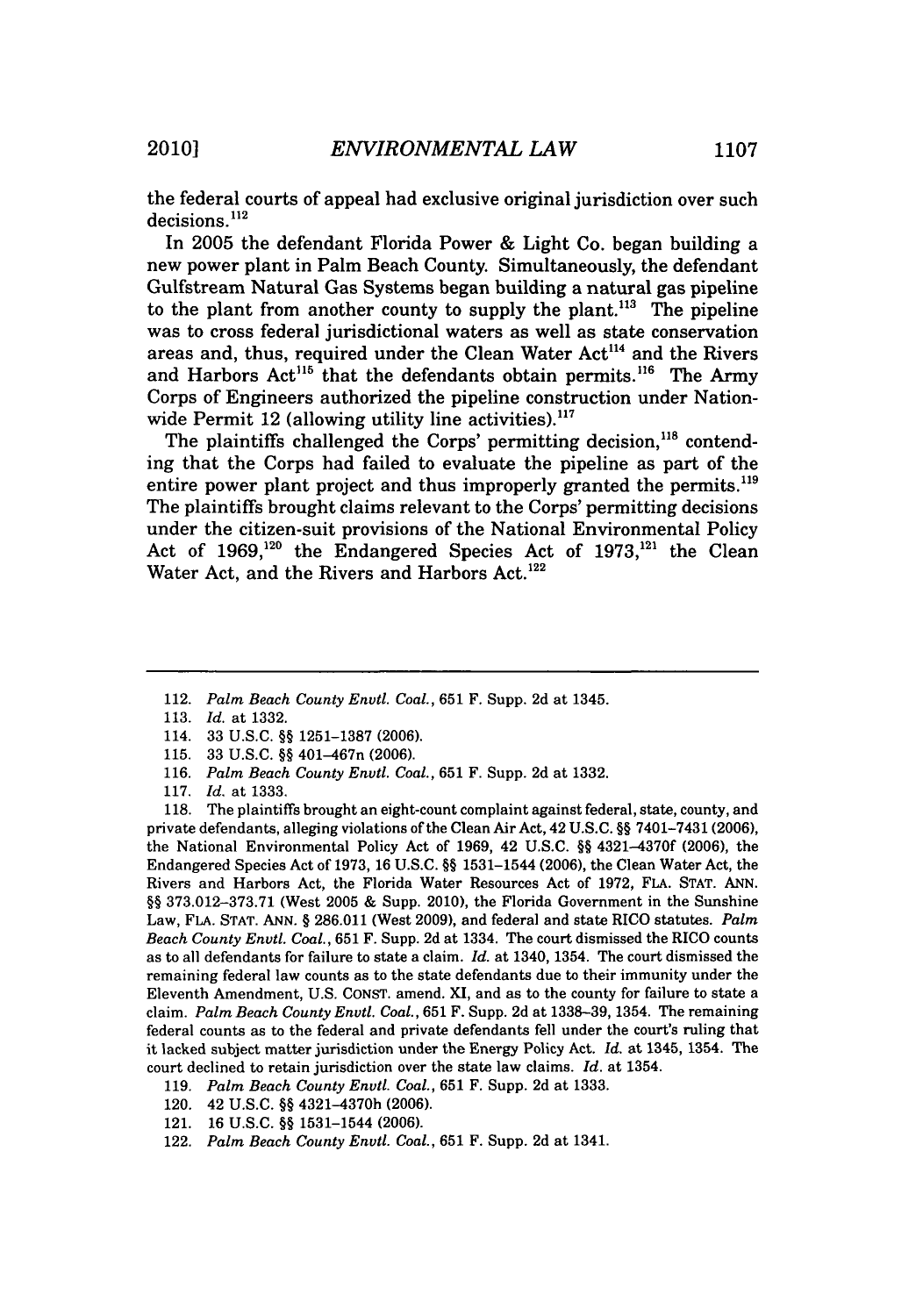the federal courts of appeal had exclusive original jurisdiction over such decisions.[112]

In 2005 the defendant Florida Power & Light Co. began building a new power plant in Palm Beach County. Simultaneously, the defendant Gulfstream Natural Gas Systems began building a natural gas pipeline to the plant from another county to supply the plant.[113] The pipeline was to cross federal jurisdictional waters as well as state conservation areas and, thus, required under the Clean Water Act[114] and the Rivers and Harbors Act[115] that the defendants obtain permits.[116] The Army Corps of Engineers authorized the pipeline construction under Nationwide Permit 12 (allowing utility line activities).[117]

The plaintiffs challenged the Corps' permitting decision,[118] contending that the Corps had failed to evaluate the pipeline as part of the entire power plant project and thus improperly granted the permits.[119] The plaintiffs brought claims relevant to the Corps' permitting decisions under the citizen-suit provisions of the National Environmental Policy Act of 1969,[120] the Endangered Species Act of 1973,[121] the Clean Water Act, and the Rivers and Harbors Act.[122]

---

112. *Palm Beach County Envtl. Coal.*, 651 F. Supp. 2d at 1345.

113. *Id.* at 1332.

114. 33 U.S.C. §§ 1251–1387 (2006).

115. 33 U.S.C. §§ 401–467n (2006).

116. *Palm Beach County Envtl. Coal.*, 651 F. Supp. 2d at 1332.

117. *Id.* at 1333.

118. The plaintiffs brought an eight-count complaint against federal, state, county, and private defendants, alleging violations of the Clean Air Act, 42 U.S.C. §§ 7401–7431 (2006), the National Environmental Policy Act of 1969, 42 U.S.C. §§ 4321–4370f (2006), the Endangered Species Act of 1973, 16 U.S.C. §§ 1531–1544 (2006), the Clean Water Act, the Rivers and Harbors Act, the Florida Water Resources Act of 1972, FLA. STAT. ANN. §§ 373.012–373.71 (West 2005 & Supp. 2010), the Florida Government in the Sunshine Law, FLA. STAT. ANN. § 286.011 (West 2009), and federal and state RICO statutes. *Palm Beach County Envtl. Coal.*, 651 F. Supp. 2d at 1334. The court dismissed the RICO counts as to all defendants for failure to state a claim. *Id.* at 1340, 1354. The court dismissed the remaining federal law counts as to the state defendants due to their immunity under the Eleventh Amendment, U.S. CONST. amend. XI, and as to the county for failure to state a claim. *Palm Beach County Envtl. Coal.*, 651 F. Supp. 2d at 1338–39, 1354. The remaining federal counts as to the federal and private defendants fell under the court's ruling that it lacked subject matter jurisdiction under the Energy Policy Act. *Id.* at 1345, 1354. The court declined to retain jurisdiction over the state law claims. *Id.* at 1354.

119. *Palm Beach County Envtl. Coal.*, 651 F. Supp. 2d at 1333.

120. 42 U.S.C. §§ 4321–4370h (2006).

121. 16 U.S.C. §§ 1531–1544 (2006).

122. *Palm Beach County Envtl. Coal.*, 651 F. Supp. 2d at 1341.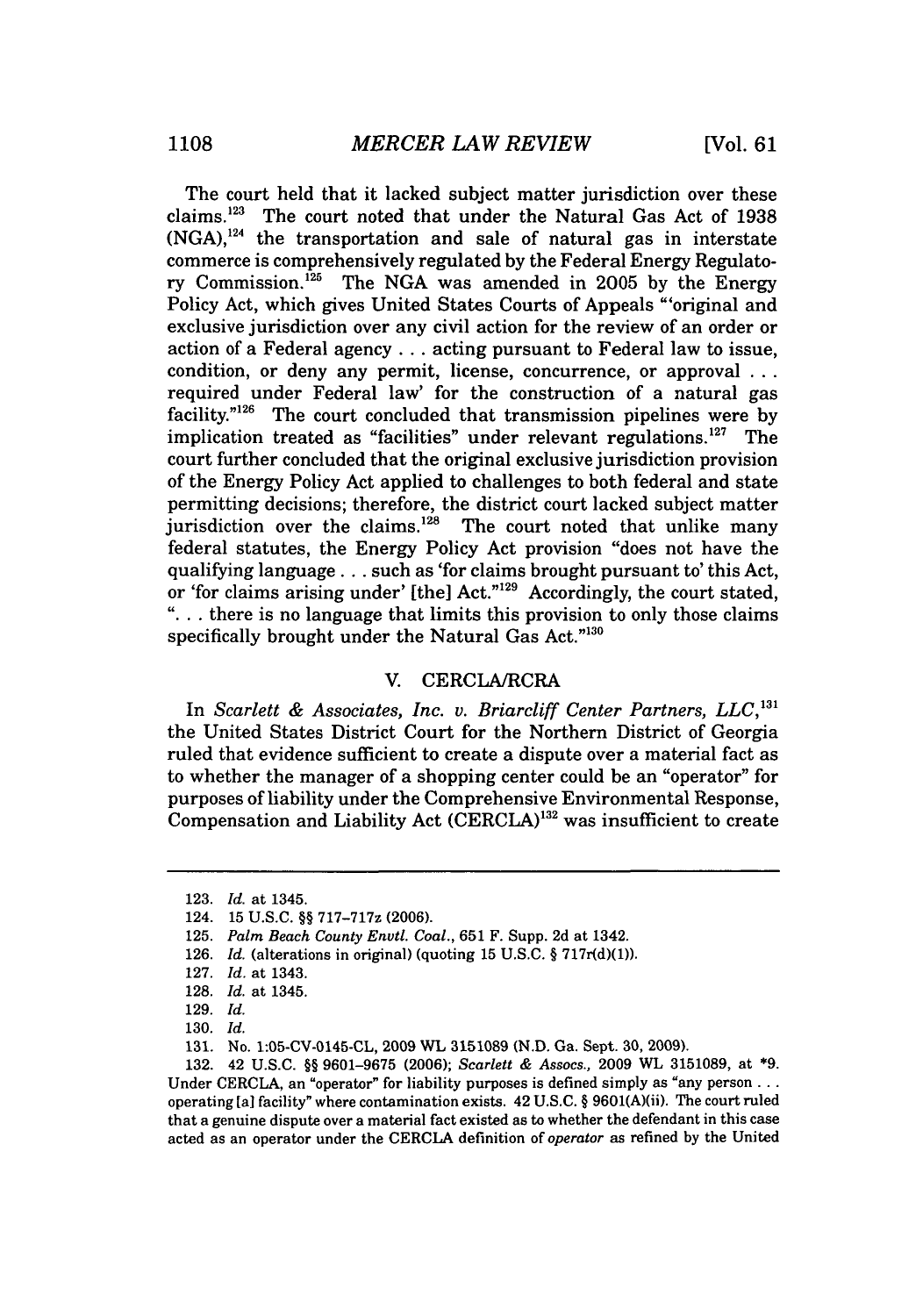The court held that it lacked subject matter jurisdiction over these claims.[123] The court noted that under the Natural Gas Act of 1938 (NGA),[124] the transportation and sale of natural gas in interstate commerce is comprehensively regulated by the Federal Energy Regulatory Commission.[125] The NGA was amended in 2005 by the Energy Policy Act, which gives United States Courts of Appeals "'original and exclusive jurisdiction over any civil action for the review of an order or action of a Federal agency . . . acting pursuant to Federal law to issue, condition, or deny any permit, license, concurrence, or approval . . . required under Federal law' for the construction of a natural gas facility."[126] The court concluded that transmission pipelines were by implication treated as "facilities" under relevant regulations.[127] The court further concluded that the original exclusive jurisdiction provision of the Energy Policy Act applied to challenges to both federal and state permitting decisions; therefore, the district court lacked subject matter jurisdiction over the claims.[128] The court noted that unlike many federal statutes, the Energy Policy Act provision "does not have the qualifying language . . . such as 'for claims brought pursuant to' this Act, or 'for claims arising under' [the] Act."[129] Accordingly, the court stated, ". . . there is no language that limits this provision to only those claims specifically brought under the Natural Gas Act."[130]

## V. CERCLA/RCRA

In *Scarlett & Associates, Inc. v. Briarcliff Center Partners, LLC*,[131] the United States District Court for the Northern District of Georgia ruled that evidence sufficient to create a dispute over a material fact as to whether the manager of a shopping center could be an "operator" for purposes of liability under the Comprehensive Environmental Response, Compensation and Liability Act (CERCLA)[132] was insufficient to create

---

123. *Id.* at 1345.

124. 15 U.S.C. §§ 717–717z (2006).

125. *Palm Beach County Envtl. Coal.*, 651 F. Supp. 2d at 1342.

126. *Id.* (alterations in original) (quoting 15 U.S.C. § 717r(d)(1)).

127. *Id.* at 1343.

128. *Id.* at 1345.

129. *Id.*

130. *Id.*

131. No. 1:05-CV-0145-CL, 2009 WL 3151089 (N.D. Ga. Sept. 30, 2009).

132. 42 U.S.C. §§ 9601–9675 (2006); *Scarlett & Assocs.*, 2009 WL 3151089, at *9. Under CERCLA, an "operator" for liability purposes is defined simply as "any person . . . operating [a] facility" where contamination exists. 42 U.S.C. § 9601(A)(ii). The court ruled that a genuine dispute over a material fact existed as to whether the defendant in this case acted as an operator under the CERCLA definition of *operator* as refined by the United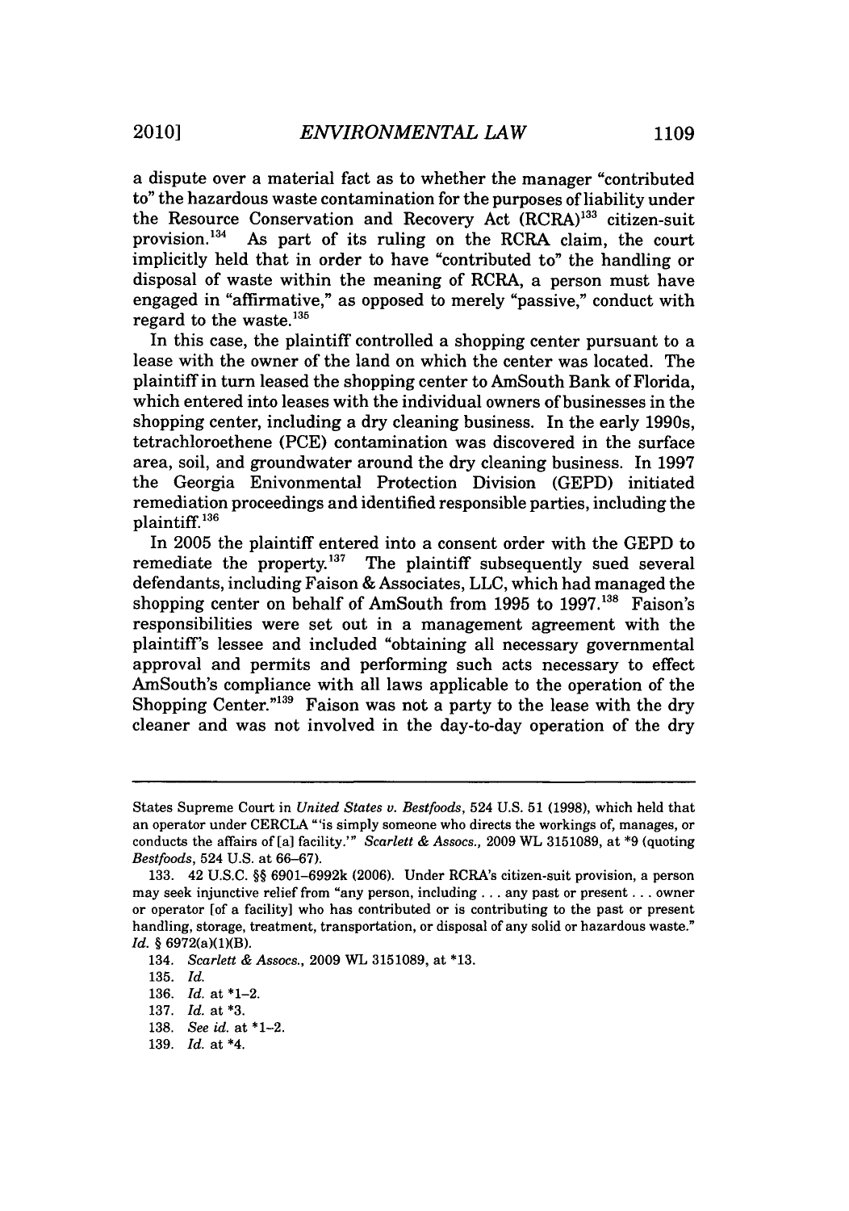a dispute over a material fact as to whether the manager "contributed to" the hazardous waste contamination for the purposes of liability under the Resource Conservation and Recovery Act (RCRA)[133] citizen-suit provision.[134] As part of its ruling on the RCRA claim, the court implicitly held that in order to have "contributed to" the handling or disposal of waste within the meaning of RCRA, a person must have engaged in "affirmative," as opposed to merely "passive," conduct with regard to the waste.[135]

In this case, the plaintiff controlled a shopping center pursuant to a lease with the owner of the land on which the center was located. The plaintiff in turn leased the shopping center to AmSouth Bank of Florida, which entered into leases with the individual owners of businesses in the shopping center, including a dry cleaning business. In the early 1990s, tetrachloroethene (PCE) contamination was discovered in the surface area, soil, and groundwater around the dry cleaning business. In 1997 the Georgia Enivonmental Protection Division (GEPD) initiated remediation proceedings and identified responsible parties, including the plaintiff.[136]

In 2005 the plaintiff entered into a consent order with the GEPD to remediate the property.[137] The plaintiff subsequently sued several defendants, including Faison & Associates, LLC, which had managed the shopping center on behalf of AmSouth from 1995 to 1997.[138] Faison's responsibilities were set out in a management agreement with the plaintiff's lessee and included "obtaining all necessary governmental approval and permits and performing such acts necessary to effect AmSouth's compliance with all laws applicable to the operation of the Shopping Center."[139] Faison was not a party to the lease with the dry cleaner and was not involved in the day-to-day operation of the dry

---

States Supreme Court in *United States v. Bestfoods*, 524 U.S. 51 (1998), which held that an operator under CERCLA "'is simply someone who directs the workings of, manages, or conducts the affairs of [a] facility.'" *Scarlett & Assocs.*, 2009 WL 3151089, at *9 (quoting *Bestfoods*, 524 U.S. at 66–67).

133. 42 U.S.C. §§ 6901–6992k (2006). Under RCRA's citizen-suit provision, a person may seek injunctive relief from "any person, including . . . any past or present . . . owner or operator [of a facility] who has contributed or is contributing to the past or present handling, storage, treatment, transportation, or disposal of any solid or hazardous waste." *Id.* § 6972(a)(1)(B).

134. *Scarlett & Assocs.*, 2009 WL 3151089, at *13.

135. *Id.*

136. *Id.* at *1–2.

137. *Id.* at *3.

138. *See id.* at *1–2.

139. *Id.* at *4.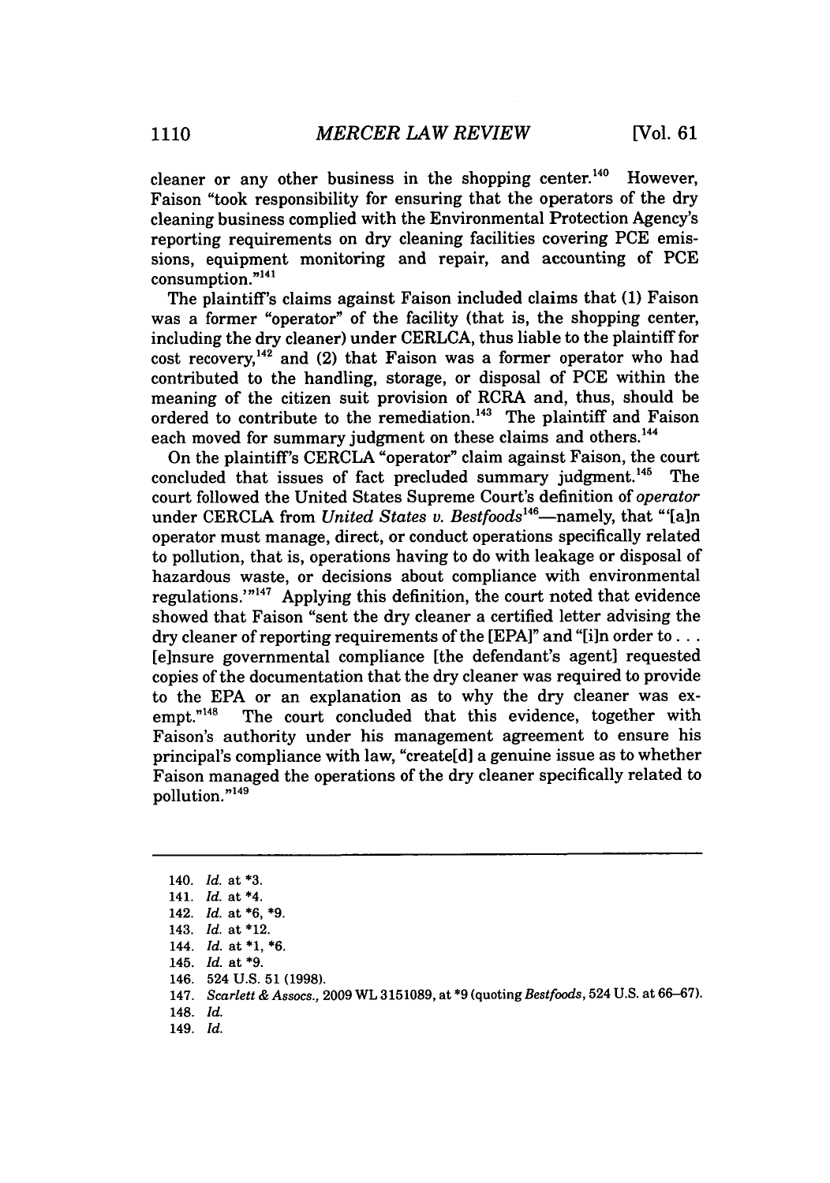cleaner or any other business in the shopping center.[140] However, Faison "took responsibility for ensuring that the operators of the dry cleaning business complied with the Environmental Protection Agency's reporting requirements on dry cleaning facilities covering PCE emissions, equipment monitoring and repair, and accounting of PCE consumption."[141]

The plaintiff's claims against Faison included claims that (1) Faison was a former "operator" of the facility (that is, the shopping center, including the dry cleaner) under CERLCA, thus liable to the plaintiff for cost recovery,[142] and (2) that Faison was a former operator who had contributed to the handling, storage, or disposal of PCE within the meaning of the citizen suit provision of RCRA and, thus, should be ordered to contribute to the remediation.[143] The plaintiff and Faison each moved for summary judgment on these claims and others.[144]

On the plaintiff's CERCLA "operator" claim against Faison, the court concluded that issues of fact precluded summary judgment.[145] The court followed the United States Supreme Court's definition of *operator* under CERCLA from *United States v. Bestfoods*[146]—namely, that "'[a]n operator must manage, direct, or conduct operations specifically related to pollution, that is, operations having to do with leakage or disposal of hazardous waste, or decisions about compliance with environmental regulations.'"[147] Applying this definition, the court noted that evidence showed that Faison "sent the dry cleaner a certified letter advising the dry cleaner of reporting requirements of the [EPA]" and "[i]n order to . . . [e]nsure governmental compliance [the defendant's agent] requested copies of the documentation that the dry cleaner was required to provide to the EPA or an explanation as to why the dry cleaner was exempt."[148] The court concluded that this evidence, together with Faison's authority under his management agreement to ensure his principal's compliance with law, "create[d] a genuine issue as to whether Faison managed the operations of the dry cleaner specifically related to pollution."[149]

---

140. *Id.* at *3.
141. *Id.* at *4.
142. *Id.* at *6, *9.
143. *Id.* at *12.
144. *Id.* at *1, *6.
145. *Id.* at *9.
146. 524 U.S. 51 (1998).
147. *Scarlett & Assocs.*, 2009 WL 3151089, at *9 (quoting *Bestfoods*, 524 U.S. at 66–67).
148. *Id.*
149. *Id.*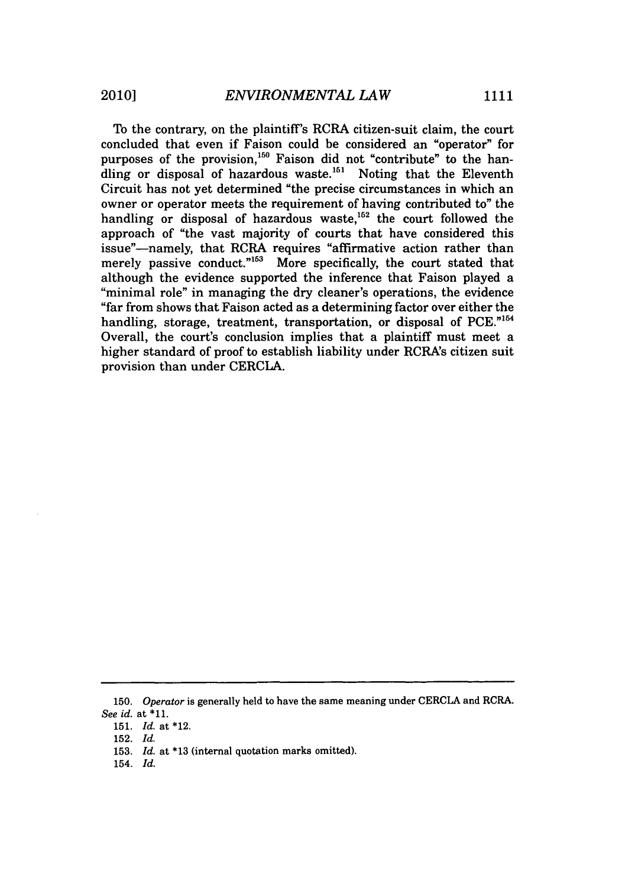To the contrary, on the plaintiff's RCRA citizen-suit claim, the court concluded that even if Faison could be considered an "operator" for purposes of the provision,[150] Faison did not "contribute" to the handling or disposal of hazardous waste.[151] Noting that the Eleventh Circuit has not yet determined "the precise circumstances in which an owner or operator meets the requirement of having contributed to" the handling or disposal of hazardous waste,[152] the court followed the approach of "the vast majority of courts that have considered this issue"—namely, that RCRA requires "affirmative action rather than merely passive conduct."[153] More specifically, the court stated that although the evidence supported the inference that Faison played a "minimal role" in managing the dry cleaner's operations, the evidence "far from shows that Faison acted as a determining factor over either the handling, storage, treatment, transportation, or disposal of PCE."[154] Overall, the court's conclusion implies that a plaintiff must meet a higher standard of proof to establish liability under RCRA's citizen suit provision than under CERCLA.

---

150. *Operator* is generally held to have the same meaning under CERCLA and RCRA. *See id.* at *11.

151. *Id.* at *12.

152. *Id.*

153. *Id.* at *13 (internal quotation marks omitted).

154. *Id.*